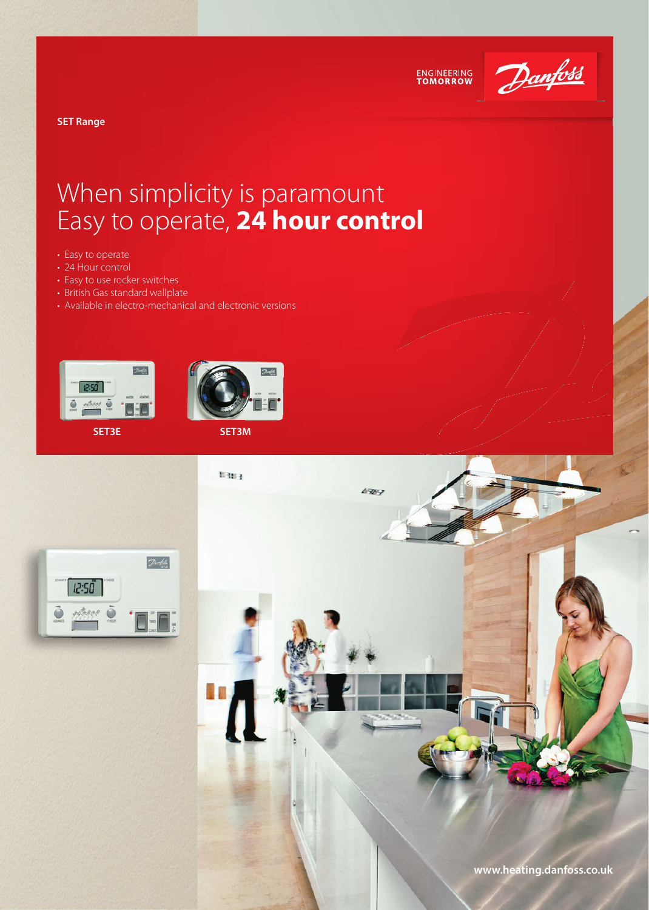ENGINEERING TOMORROW

Danfoss

SET Range

# When simplicity is paramount
# Easy to operate, **24 hour control**

- Easy to operate
- 24 Hour control
- Easy to use rocker switches
- British Gas standard wallplate
- Available in electro-mechanical and electronic versions

SET3E

SET3M

www.heating.danfoss.co.uk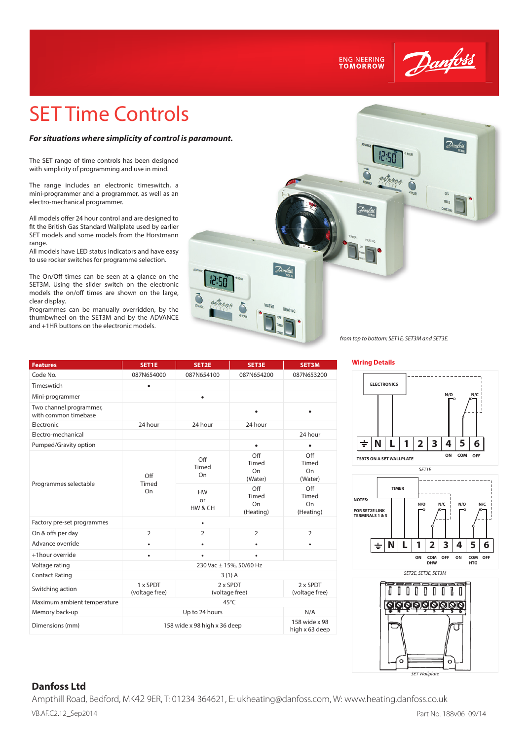ENGINEERING TOMORROW

# SET Time Controls

***For situations where simplicity of control is paramount.***

The SET range of time controls has been designed with simplicity of programming and use in mind.

The range includes an electronic timeswitch, a mini-programmer and a programmer, as well as an electro-mechanical programmer.

All models offer 24 hour control and are designed to fit the British Gas Standard Wallplate used by earlier SET models and some models from the Horstmann range.
All models have LED status indicators and have easy to use rocker switches for programme selection.

The On/Off times can be seen at a glance on the SET3M. Using the slider switch on the electronic models the on/off times are shown on the large, clear display.
Programmes can be manually overridden, by the thumbwheel on the SET3M and by the ADVANCE and +1HR buttons on the electronic models.

*from top to bottom; SET1E, SET3M and SET3E.*

| Features | SET1E | SET2E | SET3E | SET3M |
|---|---|---|---|---|
| Code No. | 087N654000 | 087N654100 | 087N654200 | 087N653200 |
| Timeswtich | • | | | |
| Mini-programmer | | • | | |
| Two channel programmer, with common timebase | | | • | • |
| Electronic | 24 hour | 24 hour | 24 hour | |
| Electro-mechanical | | | | 24 hour |
| Pumped/Gravity option | | | • | • |
| Programmes selectable | Off Timed On | Off Timed On / HW or HW & CH | Off Timed On (Water) / Off Timed On (Heating) | Off Timed On (Water) / Off Timed On (Heating) |
| Factory pre-set programmes | | • | | |
| On & offs per day | 2 | 2 | 2 | 2 |
| Advance override | • | • | • | • |
| +1hour override | • | • | • | |
| Voltage rating | 230 Vac ± 15%, 50/60 Hz | | | |
| Contact Rating | 3 (1) A | | | |
| Switching action | 1 x SPDT (voltage free) | 2 x SPDT (voltage free) | | 2 x SPDT (voltage free) |
| Maximum ambient temperature | 45°C | | | |
| Memory back-up | Up to 24 hours | | | N/A |
| Dimensions (mm) | 158 wide x 98 high x 36 deep | | | 158 wide x 98 high x 63 deep |

**Wiring Details**

ELECTRONICS
N/O N/C
⏚ N L 1 2 3 4 5 6
ON COM OFF
TS975 ON A SET WALLPLATE
SET1E

TIMER
NOTES:
FOR SET2E LINK TERMINALS 1 & 5
N/O N/C N/O N/C
⏚ N L 1 2 3 4 5 6
ON COM DHW OFF ON COM HTG OFF
SET2E, SET3E, SET3M

SET Wallplate

**Danfoss Ltd**
Ampthill Road, Bedford, MK42 9ER, T: 01234 364621, E: ukheating@danfoss.com, W: www.heating.danfoss.co.uk

VB.AF.C2.12_Sep2014 Part No. 188v06 09/14